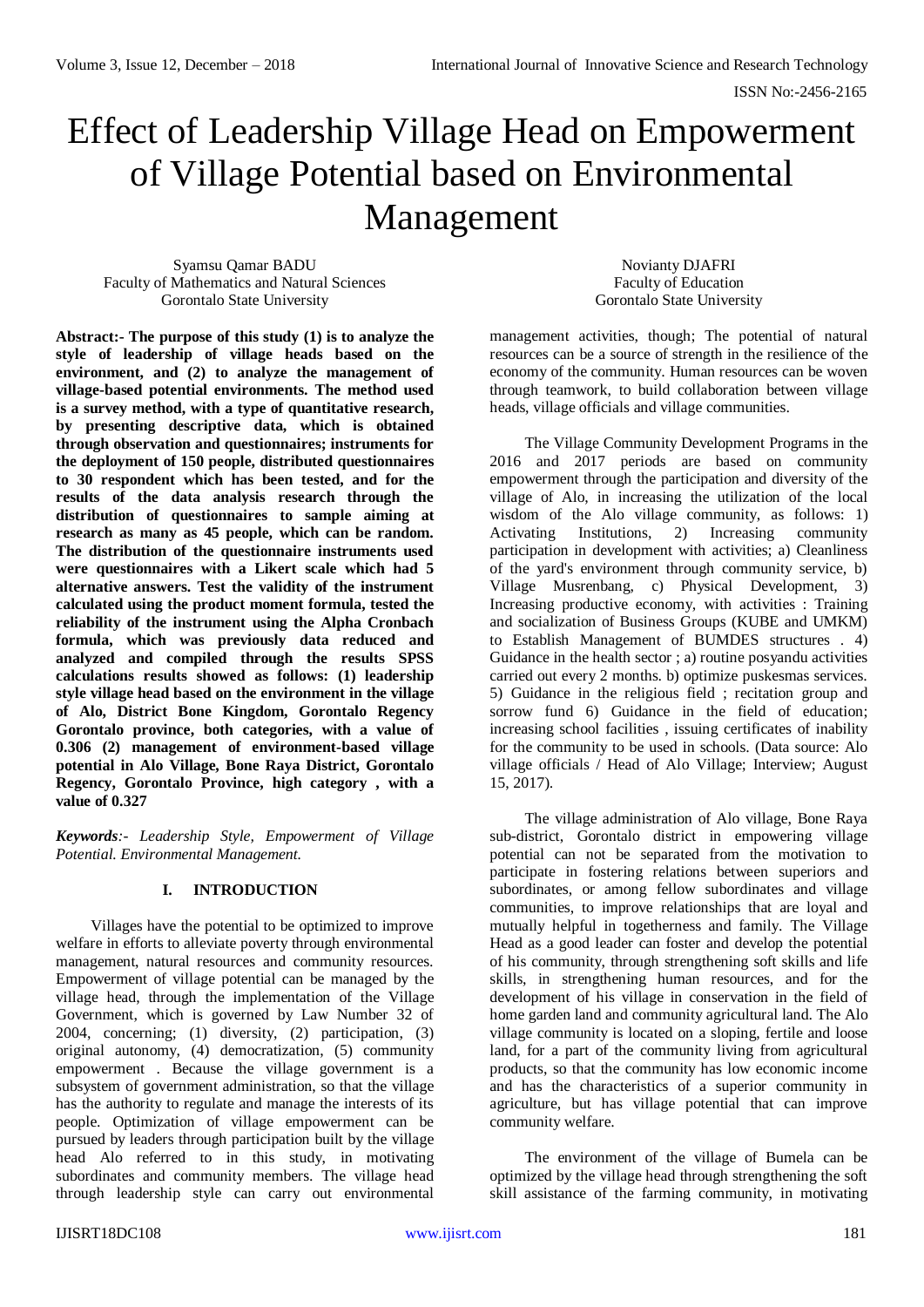# Effect of Leadership Village Head on Empowerment of Village Potential based on Environmental Management

Syamsu Qamar BADU
Faculty of Mathematics and Natural Sciences
Gorontalo State University

Novianty DJAFRI
Faculty of Education
Gorontalo State University

**Abstract:- The purpose of this study (1) is to analyze the style of leadership of village heads based on the environment, and (2) to analyze the management of village-based potential environments. The method used is a survey method, with a type of quantitative research, by presenting descriptive data, which is obtained through observation and questionnaires; instruments for the deployment of 150 people, distributed questionnaires to 30 respondent which has been tested, and for the results of the data analysis research through the distribution of questionnaires to sample aiming at research as many as 45 people, which can be random. The distribution of the questionnaire instruments used were questionnaires with a Likert scale which had 5 alternative answers. Test the validity of the instrument calculated using the product moment formula, tested the reliability of the instrument using the Alpha Cronbach formula, which was previously data reduced and analyzed and compiled through the results SPSS calculations results showed as follows: (1) leadership style village head based on the environment in the village of Alo, District Bone Kingdom, Gorontalo Regency Gorontalo province, both categories, with a value of 0.306 (2) management of environment-based village potential in Alo Village, Bone Raya District, Gorontalo Regency, Gorontalo Province, high category , with a value of 0.327**

***Keywords**:- Leadership Style, Empowerment of Village Potential. Environmental Management.*

## I. INTRODUCTION

Villages have the potential to be optimized to improve welfare in efforts to alleviate poverty through environmental management, natural resources and community resources. Empowerment of village potential can be managed by the village head, through the implementation of the Village Government, which is governed by Law Number 32 of 2004, concerning; (1) diversity, (2) participation, (3) original autonomy, (4) democratization, (5) community empowerment . Because the village government is a subsystem of government administration, so that the village has the authority to regulate and manage the interests of its people. Optimization of village empowerment can be pursued by leaders through participation built by the village head Alo referred to in this study, in motivating subordinates and community members. The village head through leadership style can carry out environmental management activities, though; The potential of natural resources can be a source of strength in the resilience of the economy of the community. Human resources can be woven through teamwork, to build collaboration between village heads, village officials and village communities.

The Village Community Development Programs in the 2016 and 2017 periods are based on community empowerment through the participation and diversity of the village of Alo, in increasing the utilization of the local wisdom of the Alo village community, as follows: 1) Activating Institutions, 2) Increasing community participation in development with activities; a) Cleanliness of the yard's environment through community service, b) Village Musrenbang, c) Physical Development, 3) Increasing productive economy, with activities : Training and socialization of Business Groups (KUBE and UMKM) to Establish Management of BUMDES structures . 4) Guidance in the health sector ; a) routine posyandu activities carried out every 2 months. b) optimize puskesmas services. 5) Guidance in the religious field ; recitation group and sorrow fund 6) Guidance in the field of education; increasing school facilities , issuing certificates of inability for the community to be used in schools. (Data source: Alo village officials / Head of Alo Village; Interview; August 15, 2017).

The village administration of Alo village, Bone Raya sub-district, Gorontalo district in empowering village potential can not be separated from the motivation to participate in fostering relations between superiors and subordinates, or among fellow subordinates and village communities, to improve relationships that are loyal and mutually helpful in togetherness and family. The Village Head as a good leader can foster and develop the potential of his community, through strengthening soft skills and life skills, in strengthening human resources, and for the development of his village in conservation in the field of home garden land and community agricultural land. The Alo village community is located on a sloping, fertile and loose land, for a part of the community living from agricultural products, so that the community has low economic income and has the characteristics of a superior community in agriculture, but has village potential that can improve community welfare.

The environment of the village of Bumela can be optimized by the village head through strengthening the soft skill assistance of the farming community, in motivating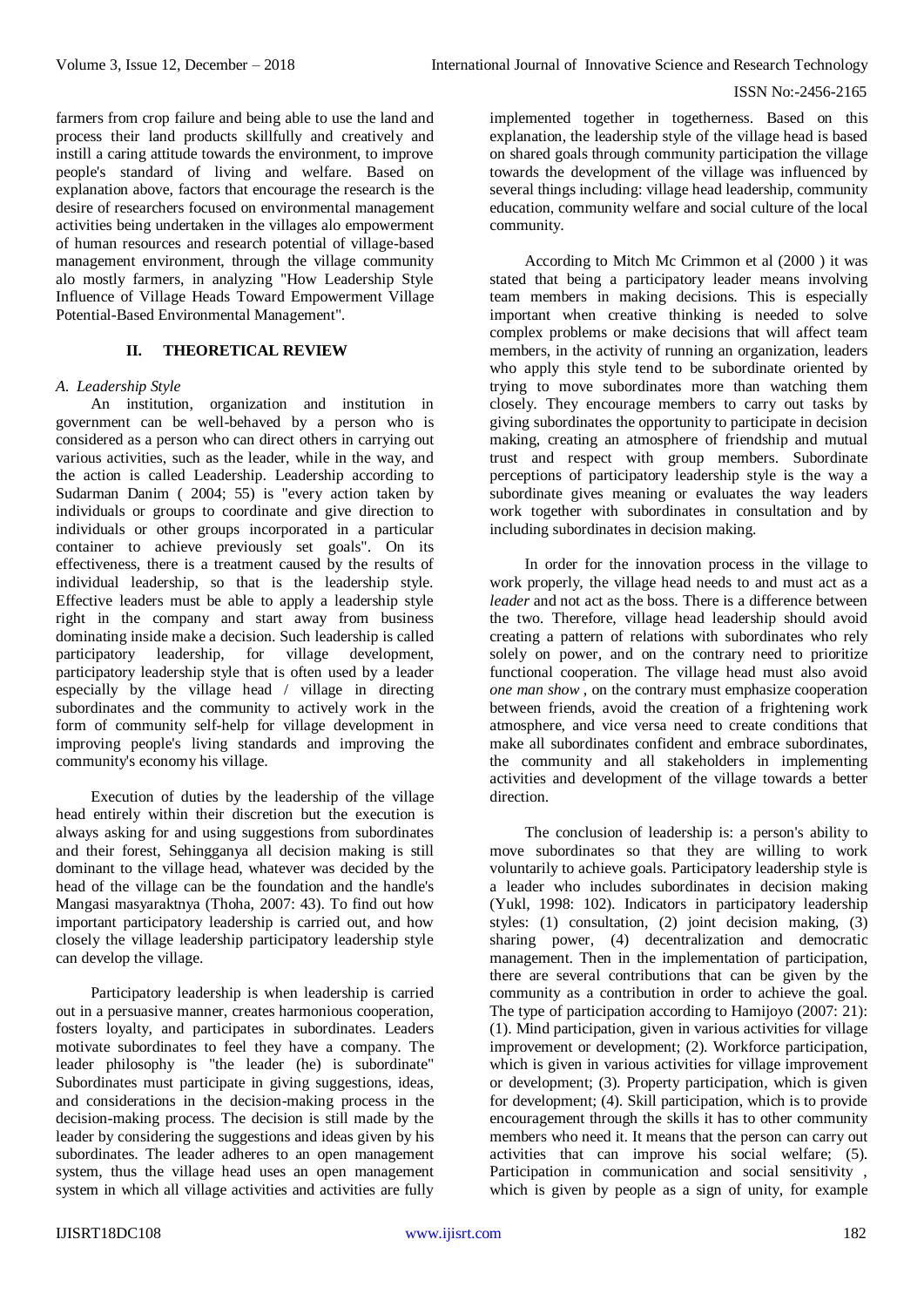farmers from crop failure and being able to use the land and process their land products skillfully and creatively and instill a caring attitude towards the environment, to improve people's standard of living and welfare. Based on explanation above, factors that encourage the research is the desire of researchers focused on environmental management activities being undertaken in the villages alo empowerment of human resources and research potential of village-based management environment, through the village community alo mostly farmers, in analyzing "How Leadership Style Influence of Village Heads Toward Empowerment Village Potential-Based Environmental Management".

## II. THEORETICAL REVIEW

### *A. Leadership Style*

An institution, organization and institution in government can be well-behaved by a person who is considered as a person who can direct others in carrying out various activities, such as the leader, while in the way, and the action is called Leadership. Leadership according to Sudarman Danim ( 2004; 55) is "every action taken by individuals or groups to coordinate and give direction to individuals or other groups incorporated in a particular container to achieve previously set goals". On its effectiveness, there is a treatment caused by the results of individual leadership, so that is the leadership style. Effective leaders must be able to apply a leadership style right in the company and start away from business dominating inside make a decision. Such leadership is called participatory leadership, for village development, participatory leadership style that is often used by a leader especially by the village head / village in directing subordinates and the community to actively work in the form of community self-help for village development in improving people's living standards and improving the community's economy his village.

Execution of duties by the leadership of the village head entirely within their discretion but the execution is always asking for and using suggestions from subordinates and their forest, Sehingganya all decision making is still dominant to the village head, whatever was decided by the head of the village can be the foundation and the handle's Mangasi masyaraktnya (Thoha, 2007: 43). To find out how important participatory leadership is carried out, and how closely the village leadership participatory leadership style can develop the village.

Participatory leadership is when leadership is carried out in a persuasive manner, creates harmonious cooperation, fosters loyalty, and participates in subordinates. Leaders motivate subordinates to feel they have a company. The leader philosophy is "the leader (he) is subordinate" Subordinates must participate in giving suggestions, ideas, and considerations in the decision-making process in the decision-making process. The decision is still made by the leader by considering the suggestions and ideas given by his subordinates. The leader adheres to an open management system, thus the village head uses an open management system in which all village activities and activities are fully implemented together in togetherness. Based on this explanation, the leadership style of the village head is based on shared goals through community participation the village towards the development of the village was influenced by several things including: village head leadership, community education, community welfare and social culture of the local community.

According to Mitch Mc Crimmon et al (2000 ) it was stated that being a participatory leader means involving team members in making decisions. This is especially important when creative thinking is needed to solve complex problems or make decisions that will affect team members, in the activity of running an organization, leaders who apply this style tend to be subordinate oriented by trying to move subordinates more than watching them closely. They encourage members to carry out tasks by giving subordinates the opportunity to participate in decision making, creating an atmosphere of friendship and mutual trust and respect with group members. Subordinate perceptions of participatory leadership style is the way a subordinate gives meaning or evaluates the way leaders work together with subordinates in consultation and by including subordinates in decision making.

In order for the innovation process in the village to work properly, the village head needs to and must act as a *leader* and not act as the boss. There is a difference between the two. Therefore, village head leadership should avoid creating a pattern of relations with subordinates who rely solely on power, and on the contrary need to prioritize functional cooperation. The village head must also avoid *one man show* , on the contrary must emphasize cooperation between friends, avoid the creation of a frightening work atmosphere, and vice versa need to create conditions that make all subordinates confident and embrace subordinates, the community and all stakeholders in implementing activities and development of the village towards a better direction.

The conclusion of leadership is: a person's ability to move subordinates so that they are willing to work voluntarily to achieve goals. Participatory leadership style is a leader who includes subordinates in decision making (Yukl, 1998: 102). Indicators in participatory leadership styles: (1) consultation, (2) joint decision making, (3) sharing power, (4) decentralization and democratic management. Then in the implementation of participation, there are several contributions that can be given by the community as a contribution in order to achieve the goal. The type of participation according to Hamijoyo (2007: 21): (1). Mind participation, given in various activities for village improvement or development; (2). Workforce participation, which is given in various activities for village improvement or development; (3). Property participation, which is given for development; (4). Skill participation, which is to provide encouragement through the skills it has to other community members who need it. It means that the person can carry out activities that can improve his social welfare; (5). Participation in communication and social sensitivity , which is given by people as a sign of unity, for example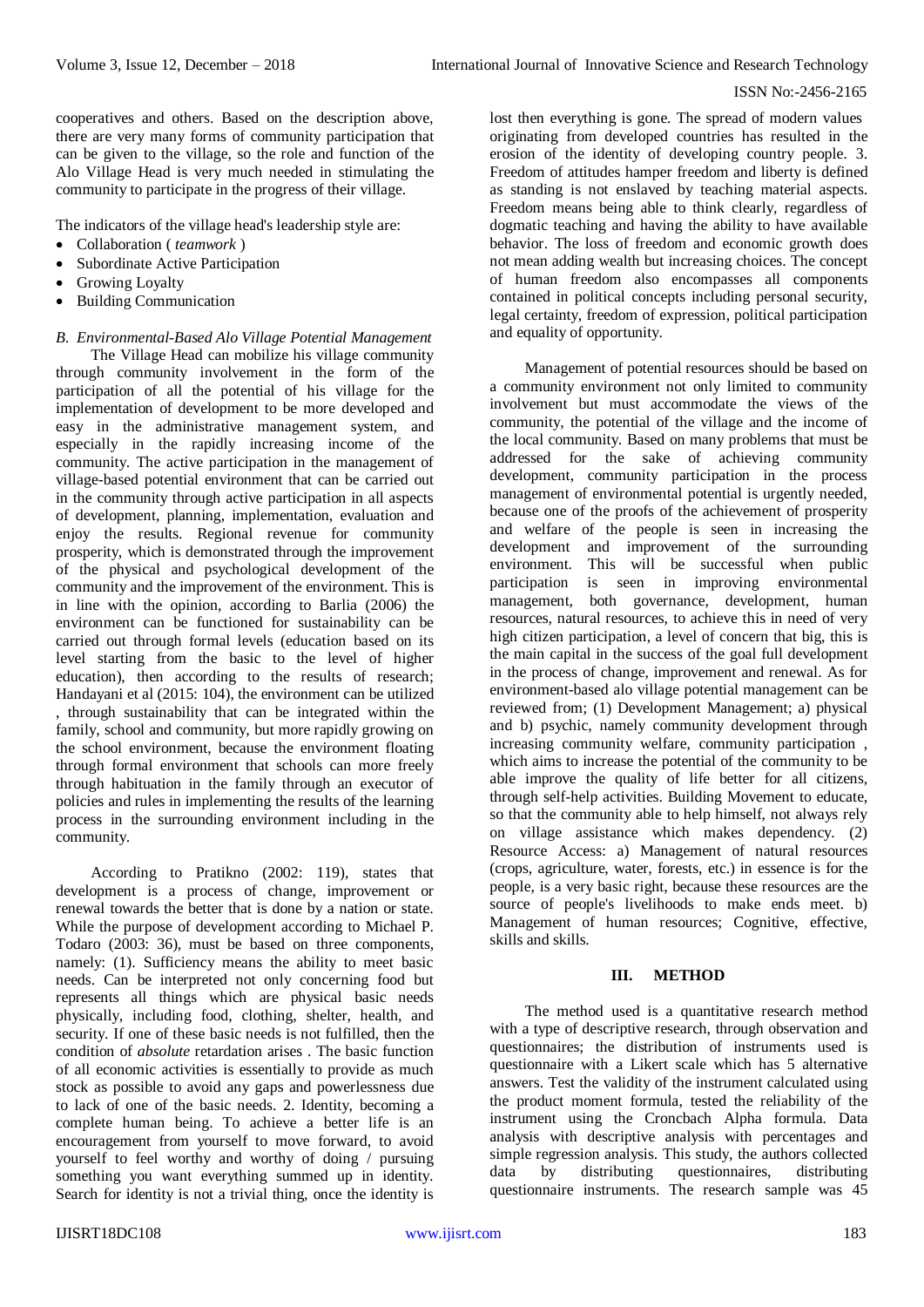cooperatives and others. Based on the description above, there are very many forms of community participation that can be given to the village, so the role and function of the Alo Village Head is very much needed in stimulating the community to participate in the progress of their village.

The indicators of the village head's leadership style are:

- Collaboration ( *teamwork* )
- Subordinate Active Participation
- Growing Loyalty
- Building Communication

### *B. Environmental-Based Alo Village Potential Management*

The Village Head can mobilize his village community through community involvement in the form of the participation of all the potential of his village for the implementation of development to be more developed and easy in the administrative management system, and especially in the rapidly increasing income of the community. The active participation in the management of village-based potential environment that can be carried out in the community through active participation in all aspects of development, planning, implementation, evaluation and enjoy the results. Regional revenue for community prosperity, which is demonstrated through the improvement of the physical and psychological development of the community and the improvement of the environment. This is in line with the opinion, according to Barlia (2006) the environment can be functioned for sustainability can be carried out through formal levels (education based on its level starting from the basic to the level of higher education), then according to the results of research; Handayani et al (2015: 104), the environment can be utilized , through sustainability that can be integrated within the family, school and community, but more rapidly growing on the school environment, because the environment floating through formal environment that schools can more freely through habituation in the family through an executor of policies and rules in implementing the results of the learning process in the surrounding environment including in the community.

According to Pratikno (2002: 119), states that development is a process of change, improvement or renewal towards the better that is done by a nation or state. While the purpose of development according to Michael P. Todaro (2003: 36), must be based on three components, namely: (1). Sufficiency means the ability to meet basic needs. Can be interpreted not only concerning food but represents all things which are physical basic needs physically, including food, clothing, shelter, health, and security. If one of these basic needs is not fulfilled, then the condition of *absolute* retardation arises . The basic function of all economic activities is essentially to provide as much stock as possible to avoid any gaps and powerlessness due to lack of one of the basic needs. 2. Identity, becoming a complete human being. To achieve a better life is an encouragement from yourself to move forward, to avoid yourself to feel worthy and worthy of doing / pursuing something you want everything summed up in identity. Search for identity is not a trivial thing, once the identity is lost then everything is gone. The spread of modern values originating from developed countries has resulted in the erosion of the identity of developing country people. 3. Freedom of attitudes hamper freedom and liberty is defined as standing is not enslaved by teaching material aspects. Freedom means being able to think clearly, regardless of dogmatic teaching and having the ability to have available behavior. The loss of freedom and economic growth does not mean adding wealth but increasing choices. The concept of human freedom also encompasses all components contained in political concepts including personal security, legal certainty, freedom of expression, political participation and equality of opportunity.

Management of potential resources should be based on a community environment not only limited to community involvement but must accommodate the views of the community, the potential of the village and the income of the local community. Based on many problems that must be addressed for the sake of achieving community development, community participation in the process management of environmental potential is urgently needed, because one of the proofs of the achievement of prosperity and welfare of the people is seen in increasing the development and improvement of the surrounding environment. This will be successful when public participation is seen in improving environmental management, both governance, development, human resources, natural resources, to achieve this in need of very high citizen participation, a level of concern that big, this is the main capital in the success of the goal full development in the process of change, improvement and renewal. As for environment-based alo village potential management can be reviewed from; (1) Development Management; a) physical and b) psychic, namely community development through increasing community welfare, community participation , which aims to increase the potential of the community to be able improve the quality of life better for all citizens, through self-help activities. Building Movement to educate, so that the community able to help himself, not always rely on village assistance which makes dependency. (2) Resource Access: a) Management of natural resources (crops, agriculture, water, forests, etc.) in essence is for the people, is a very basic right, because these resources are the source of people's livelihoods to make ends meet. b) Management of human resources; Cognitive, effective, skills and skills.

## III. METHOD

The method used is a quantitative research method with a type of descriptive research, through observation and questionnaires; the distribution of instruments used is questionnaire with a Likert scale which has 5 alternative answers. Test the validity of the instrument calculated using the product moment formula, tested the reliability of the instrument using the Croncbach Alpha formula. Data analysis with descriptive analysis with percentages and simple regression analysis. This study, the authors collected data by distributing questionnaires, distributing questionnaire instruments. The research sample was 45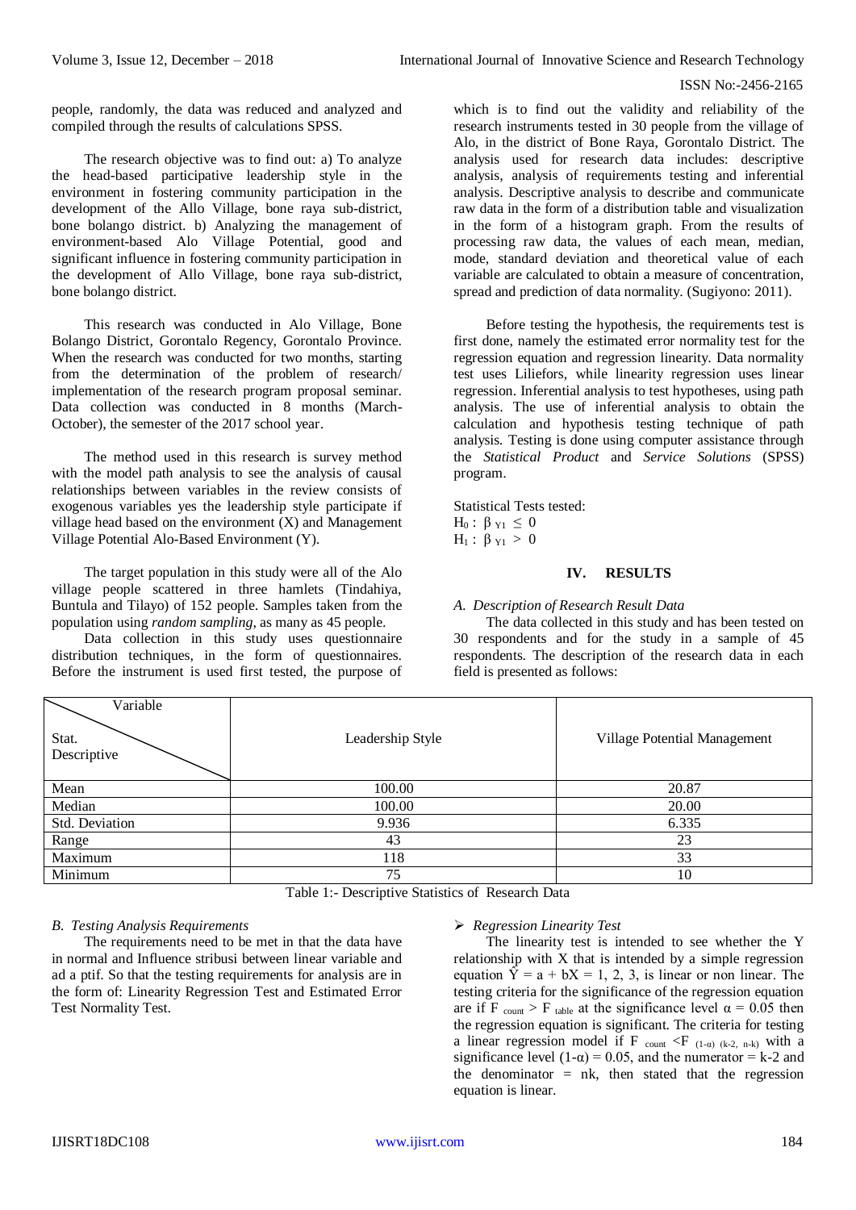people, randomly, the data was reduced and analyzed and compiled through the results of calculations SPSS.

The research objective was to find out: a) To analyze the head-based participative leadership style in the environment in fostering community participation in the development of the Allo Village, bone raya sub-district, bone bolango district. b) Analyzing the management of environment-based Alo Village Potential, good and significant influence in fostering community participation in the development of Allo Village, bone raya sub-district, bone bolango district.

This research was conducted in Alo Village, Bone Bolango District, Gorontalo Regency, Gorontalo Province. When the research was conducted for two months, starting from the determination of the problem of research/ implementation of the research program proposal seminar. Data collection was conducted in 8 months (March-October), the semester of the 2017 school year.

The method used in this research is survey method with the model path analysis to see the analysis of causal relationships between variables in the review consists of exogenous variables yes the leadership style participate if village head based on the environment (X) and Management Village Potential Alo-Based Environment (Y).

The target population in this study were all of the Alo village people scattered in three hamlets (Tindahiya, Buntula and Tilayo) of 152 people. Samples taken from the population using *random sampling*, as many as 45 people.

Data collection in this study uses questionnaire distribution techniques, in the form of questionnaires. Before the instrument is used first tested, the purpose of which is to find out the validity and reliability of the research instruments tested in 30 people from the village of Alo, in the district of Bone Raya, Gorontalo District. The analysis used for research data includes: descriptive analysis, analysis of requirements testing and inferential analysis. Descriptive analysis to describe and communicate raw data in the form of a distribution table and visualization in the form of a histogram graph. From the results of processing raw data, the values of each mean, median, mode, standard deviation and theoretical value of each variable are calculated to obtain a measure of concentration, spread and prediction of data normality. (Sugiyono: 2011).

Before testing the hypothesis, the requirements test is first done, namely the estimated error normality test for the regression equation and regression linearity. Data normality test uses Liliefors, while linearity regression uses linear regression. Inferential analysis to test hypotheses, using path analysis. The use of inferential analysis to obtain the calculation and hypothesis testing technique of path analysis. Testing is done using computer assistance through the *Statistical Product* and *Service Solutions* (SPSS) program.

Statistical Tests tested:

$H_0: \beta_{Y1} \leq 0$

$H_1: \beta_{Y1} > 0$

## IV. RESULTS

### *A. Description of Research Result Data*

The data collected in this study and has been tested on 30 respondents and for the study in a sample of 45 respondents. The description of the research data in each field is presented as follows:

| Variable / Stat. Descriptive | Leadership Style | Village Potential Management |
|---|---|---|
| Mean | 100.00 | 20.87 |
| Median | 100.00 | 20.00 |
| Std. Deviation | 9.936 | 6.335 |
| Range | 43 | 23 |
| Maximum | 118 | 33 |
| Minimum | 75 | 10 |

Table 1:- Descriptive Statistics of Research Data

### *B. Testing Analysis Requirements*

The requirements need to be met in that the data have in normal and Influence stribusi between linear variable and ad a ptif. So that the testing requirements for analysis are in the form of: Linearity Regression Test and Estimated Error Test Normality Test.

- *Regression Linearity Test*

The linearity test is intended to see whether the Y relationship with X that is intended by a simple regression equation $\hat{Y} = a + bX = 1, 2, 3,$ is linear or non linear. The testing criteria for the significance of the regression equation are if $F_{count} > F_{table}$ at the significance level $\alpha = 0.05$ then the regression equation is significant. The criteria for testing a linear regression model if $F_{count} < F_{(1-\alpha)\ (k-2,\ n-k)}$ with a significance level $(1-\alpha) = 0.05$, and the numerator = k-2 and the denominator = nk, then stated that the regression equation is linear.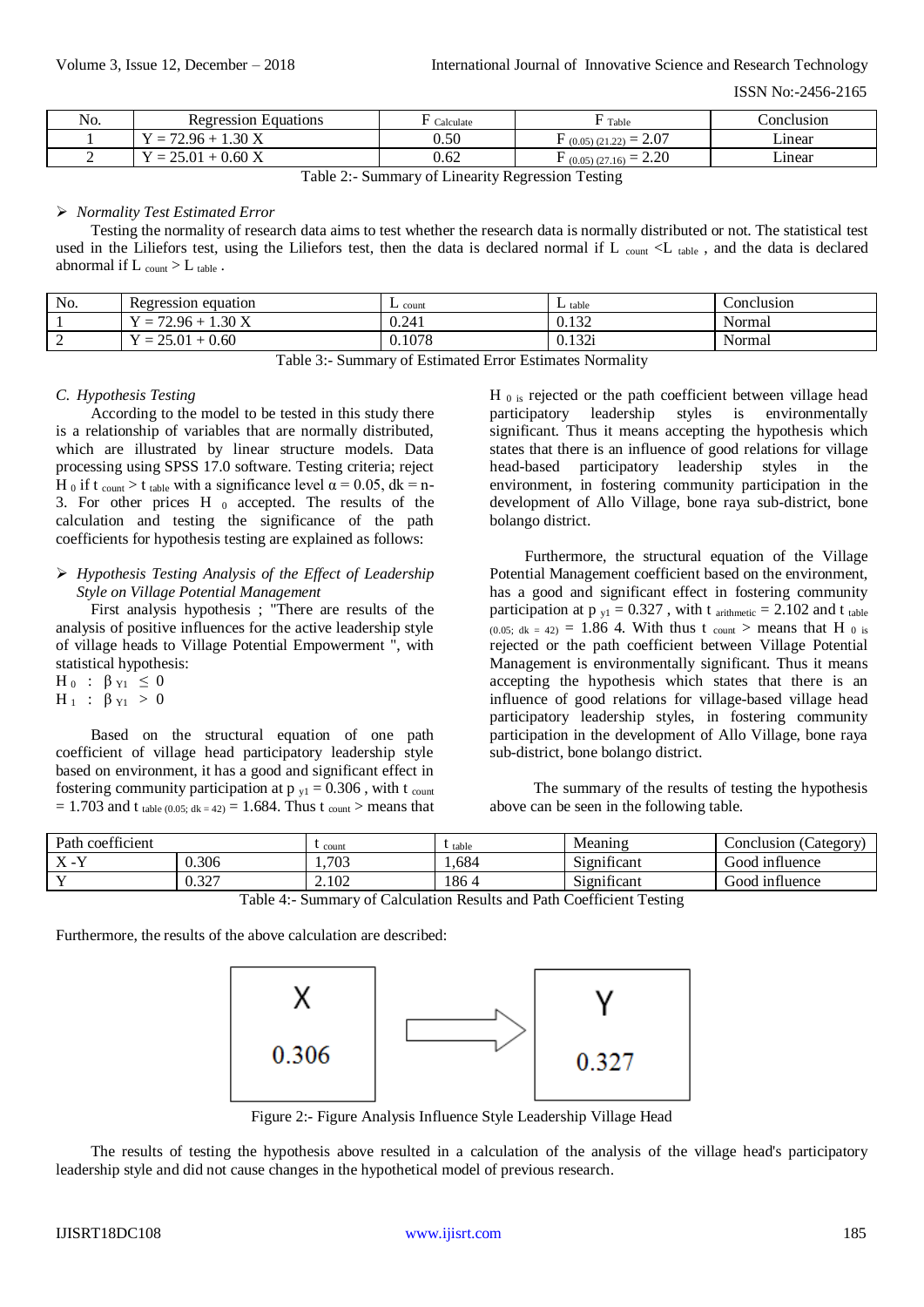| No. | Regression Equations | $F_{Calculate}$ | $F_{Table}$ | Conclusion |
|---|---|---|---|---|
| 1 | Y = 72.96 + 1.30 X | 0.50 | $F_{(0.05)(21.22)} = 2.07$ | Linear |
| 2 | Y = 25.01 + 0.60 X | 0.62 | $F_{(0.05)(27.16)} = 2.20$ | Linear |

Table 2:- Summary of Linearity Regression Testing

- *Normality Test Estimated Error*

Testing the normality of research data aims to test whether the research data is normally distributed or not. The statistical test used in the Liliefors test, using the Liliefors test, then the data is declared normal if $L_{count} < L_{table}$, and the data is declared abnormal if $L_{count} > L_{table}$.

| No. | Regression equation | $L_{count}$ | $L_{table}$ | Conclusion |
|---|---|---|---|---|
| 1 | Y = 72.96 + 1.30 X | 0.241 | 0.132 | Normal |
| 2 | Y = 25.01 + 0.60 | 0.1078 | 0.132i | Normal |

Table 3:- Summary of Estimated Error Estimates Normality

### C. *Hypothesis Testing*

According to the model to be tested in this study there is a relationship of variables that are normally distributed, which are illustrated by linear structure models. Data processing using SPSS 17.0 software. Testing criteria; reject $H_0$ if $t_{count} > t_{table}$ with a significance level $\alpha = 0.05$, dk = n-3. For other prices $H_0$ accepted. The results of the calculation and testing the significance of the path coefficients for hypothesis testing are explained as follows:

- *Hypothesis Testing Analysis of the Effect of Leadership Style on Village Potential Management*

First analysis hypothesis ; "There are results of the analysis of positive influences for the active leadership style of village heads to Village Potential Empowerment ", with statistical hypothesis:

$H_0$ : $\beta_{Y1} \leq 0$
$H_1$ : $\beta_{Y1} > 0$

Based on the structural equation of one path coefficient of village head participatory leadership style based on environment, it has a good and significant effect in fostering community participation at $p_{y1} = 0.306$ , with $t_{count} = 1.703$ and $t_{table\ (0.05;\ dk = 42)} = 1.684$. Thus $t_{count} >$ means that $H_0$ is rejected or the path coefficient between village head participatory leadership styles is environmentally significant. Thus it means accepting the hypothesis which states that there is an influence of good relations for village head-based participatory leadership styles in the environment, in fostering community participation in the development of Allo Village, bone raya sub-district, bone bolango district.

Furthermore, the structural equation of the Village Potential Management coefficient based on the environment, has a good and significant effect in fostering community participation at $p_{y1} = 0.327$ , with $t_{arithmetic} = 2.102$ and $t_{table\ (0.05;\ dk = 42)} = 1.86$ 4. With thus $t_{count} >$ means that $H_0$ is rejected or the path coefficient between Village Potential Management is environmentally significant. Thus it means accepting the hypothesis which states that there is an influence of good relations for village-based village head participatory leadership styles, in fostering community participation in the development of Allo Village, bone raya sub-district, bone bolango district.

The summary of the results of testing the hypothesis above can be seen in the following table.

| Path coefficient | | $t_{count}$ | $t_{table}$ | Meaning | Conclusion (Category) |
|---|---|---|---|---|---|
| X -Y | 0.306 | 1,703 | 1,684 | Significant | Good influence |
| Y | 0.327 | 2.102 | 186 4 | Significant | Good influence |

Table 4:- Summary of Calculation Results and Path Coefficient Testing

Furthermore, the results of the above calculation are described:

X 0.306 → Y 0.327

Figure 2:- Figure Analysis Influence Style Leadership Village Head

The results of testing the hypothesis above resulted in a calculation of the analysis of the village head's participatory leadership style and did not cause changes in the hypothetical model of previous research.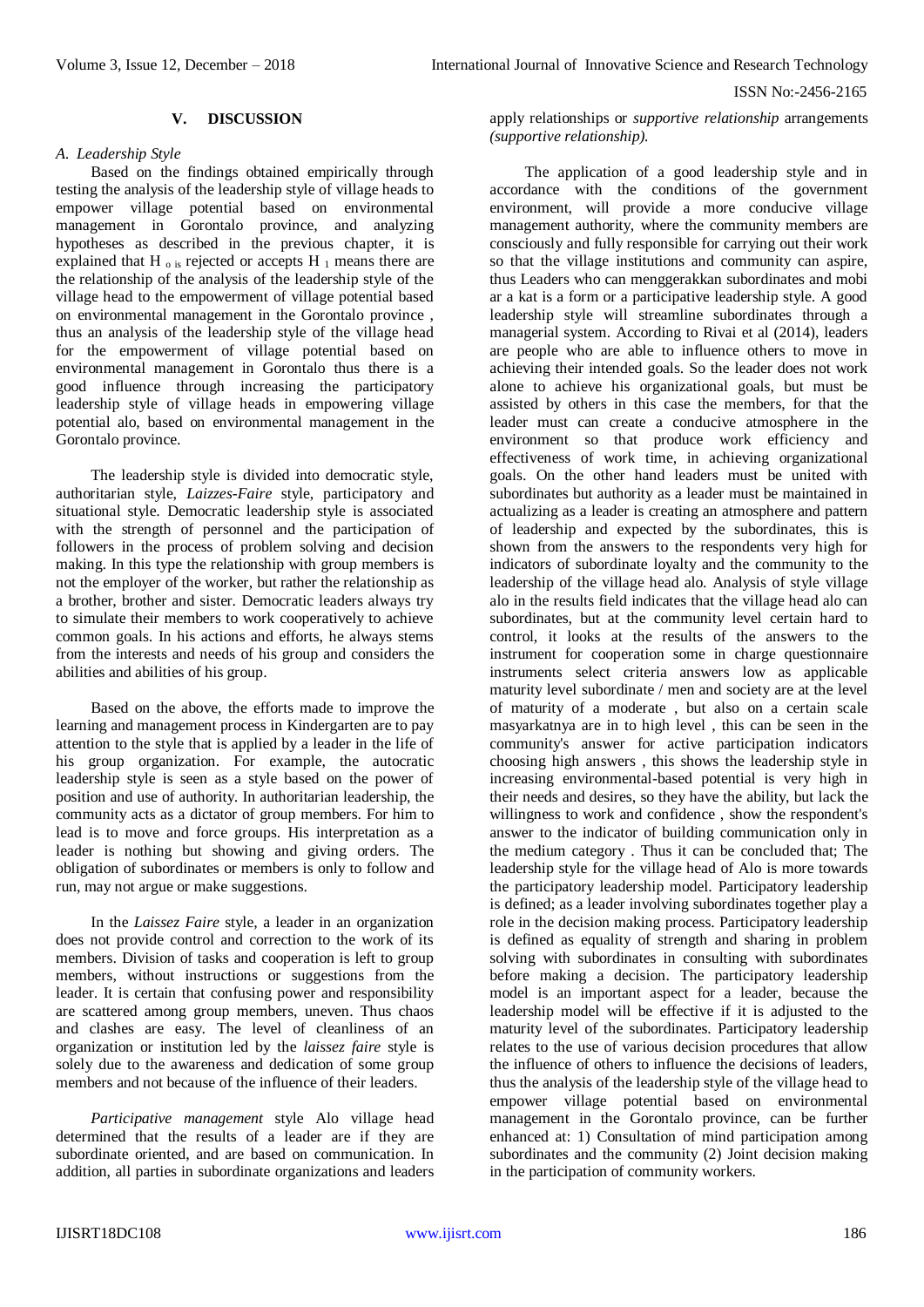## V. DISCUSSION

### A. Leadership Style

Based on the findings obtained empirically through testing the analysis of the leadership style of village heads to empower village potential based on environmental management in Gorontalo province, and analyzing hypotheses as described in the previous chapter, it is explained that $H_{o\ is}$ rejected or accepts $H_1$ means there are the relationship of the analysis of the leadership style of the village head to the empowerment of village potential based on environmental management in the Gorontalo province , thus an analysis of the leadership style of the village head for the empowerment of village potential based on environmental management in Gorontalo thus there is a good influence through increasing the participatory leadership style of village heads in empowering village potential alo, based on environmental management in the Gorontalo province.

The leadership style is divided into democratic style, authoritarian style, *Laizzes-Faire* style, participatory and situational style. Democratic leadership style is associated with the strength of personnel and the participation of followers in the process of problem solving and decision making. In this type the relationship with group members is not the employer of the worker, but rather the relationship as a brother, brother and sister. Democratic leaders always try to simulate their members to work cooperatively to achieve common goals. In his actions and efforts, he always stems from the interests and needs of his group and considers the abilities and abilities of his group.

Based on the above, the efforts made to improve the learning and management process in Kindergarten are to pay attention to the style that is applied by a leader in the life of his group organization. For example, the autocratic leadership style is seen as a style based on the power of position and use of authority. In authoritarian leadership, the community acts as a dictator of group members. For him to lead is to move and force groups. His interpretation as a leader is nothing but showing and giving orders. The obligation of subordinates or members is only to follow and run, may not argue or make suggestions.

In the *Laissez Faire* style, a leader in an organization does not provide control and correction to the work of its members. Division of tasks and cooperation is left to group members, without instructions or suggestions from the leader. It is certain that confusing power and responsibility are scattered among group members, uneven. Thus chaos and clashes are easy. The level of cleanliness of an organization or institution led by the *laissez faire* style is solely due to the awareness and dedication of some group members and not because of the influence of their leaders.

*Participative management* style Alo village head determined that the results of a leader are if they are subordinate oriented, and are based on communication. In addition, all parties in subordinate organizations and leaders apply relationships or *supportive relationship* arrangements *(supportive relationship).*

The application of a good leadership style and in accordance with the conditions of the government environment, will provide a more conducive village management authority, where the community members are consciously and fully responsible for carrying out their work so that the village institutions and community can aspire, thus Leaders who can menggerakkan subordinates and mobi ar a kat is a form or a participative leadership style. A good leadership style will streamline subordinates through a managerial system. According to Rivai et al (2014), leaders are people who are able to influence others to move in achieving their intended goals. So the leader does not work alone to achieve his organizational goals, but must be assisted by others in this case the members, for that the leader must can create a conducive atmosphere in the environment so that produce work efficiency and effectiveness of work time, in achieving organizational goals. On the other hand leaders must be united with subordinates but authority as a leader must be maintained in actualizing as a leader is creating an atmosphere and pattern of leadership and expected by the subordinates, this is shown from the answers to the respondents very high for indicators of subordinate loyalty and the community to the leadership of the village head alo. Analysis of style village alo in the results field indicates that the village head alo can subordinates, but at the community level certain hard to control, it looks at the results of the answers to the instrument for cooperation some in charge questionnaire instruments select criteria answers low as applicable maturity level subordinate / men and society are at the level of maturity of a moderate , but also on a certain scale masyarakatnya are in to high level , this can be seen in the community's answer for active participation indicators choosing high answers , this shows the leadership style in increasing environmental-based potential is very high in their needs and desires, so they have the ability, but lack the willingness to work and confidence , show the respondent's answer to the indicator of building communication only in the medium category . Thus it can be concluded that; The leadership style for the village head of Alo is more towards the participatory leadership model. Participatory leadership is defined; as a leader involving subordinates together play a role in the decision making process. Participatory leadership is defined as equality of strength and sharing in problem solving with subordinates in consulting with subordinates before making a decision. The participatory leadership model is an important aspect for a leader, because the leadership model will be effective if it is adjusted to the maturity level of the subordinates. Participatory leadership relates to the use of various decision procedures that allow the influence of others to influence the decisions of leaders, thus the analysis of the leadership style of the village head to empower village potential based on environmental management in the Gorontalo province, can be further enhanced at: 1) Consultation of mind participation among subordinates and the community (2) Joint decision making in the participation of community workers.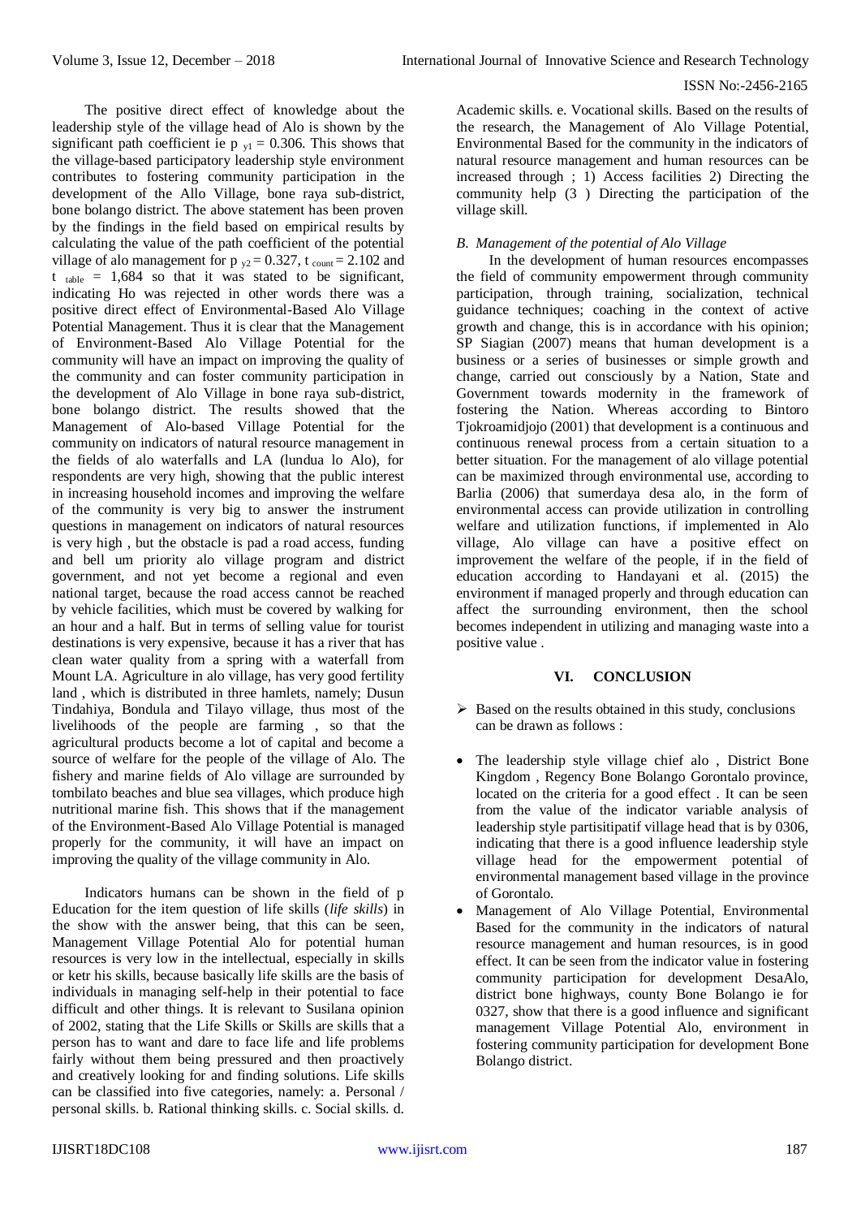The positive direct effect of knowledge about the leadership style of the village head of Alo is shown by the significant path coefficient ie $p_{y1} = 0.306$. This shows that the village-based participatory leadership style environment contributes to fostering community participation in the development of the Allo Village, bone raya sub-district, bone bolango district. The above statement has been proven by the findings in the field based on empirical results by calculating the value of the path coefficient of the potential village of alo management for $p_{y2} = 0.327$, $t_{count} = 2.102$ and $t_{table} = 1{,}684$ so that it was stated to be significant, indicating Ho was rejected in other words there was a positive direct effect of Environmental-Based Alo Village Potential Management. Thus it is clear that the Management of Environment-Based Alo Village Potential for the community will have an impact on improving the quality of the community and can foster community participation in the development of Alo Village in bone raya sub-district, bone bolango district. The results showed that the Management of Alo-based Village Potential for the community on indicators of natural resource management in the fields of alo waterfalls and LA (lundua lo Alo), for respondents are very high, showing that the public interest in increasing household incomes and improving the welfare of the community is very big to answer the instrument questions in management on indicators of natural resources is very high , but the obstacle is pad a road access, funding and bell um priority alo village program and district government, and not yet become a regional and even national target, because the road access cannot be reached by vehicle facilities, which must be covered by walking for an hour and a half. But in terms of selling value for tourist destinations is very expensive, because it has a river that has clean water quality from a spring with a waterfall from Mount LA. Agriculture in alo village, has very good fertility land , which is distributed in three hamlets, namely; Dusun Tindahiya, Bondula and Tilayo village, thus most of the livelihoods of the people are farming , so that the agricultural products become a lot of capital and become a source of welfare for the people of the village of Alo. The fishery and marine fields of Alo village are surrounded by tombilato beaches and blue sea villages, which produce high nutritional marine fish. This shows that if the management of the Environment-Based Alo Village Potential is managed properly for the community, it will have an impact on improving the quality of the village community in Alo.

Indicators humans can be shown in the field of p Education for the item question of life skills (*life skills*) in the show with the answer being, that this can be seen, Management Village Potential Alo for potential human resources is very low in the intellectual, especially in skills or ketr his skills, because basically life skills are the basis of individuals in managing self-help in their potential to face difficult and other things. It is relevant to Susilana opinion of 2002, stating that the Life Skills or Skills are skills that a person has to want and dare to face life and life problems fairly without them being pressured and then proactively and creatively looking for and finding solutions. Life skills can be classified into five categories, namely: a. Personal / personal skills. b. Rational thinking skills. c. Social skills. d. Academic skills. e. Vocational skills. Based on the results of the research, the Management of Alo Village Potential, Environmental Based for the community in the indicators of natural resource management and human resources can be increased through ; 1) Access facilities 2) Directing the community help (3 ) Directing the participation of the village skill.

### *B. Management of the potential of Alo Village*

In the development of human resources encompasses the field of community empowerment through community participation, through training, socialization, technical guidance techniques; coaching in the context of active growth and change, this is in accordance with his opinion; SP Siagian (2007) means that human development is a business or a series of businesses or simple growth and change, carried out consciously by a Nation, State and Government towards modernity in the framework of fostering the Nation. Whereas according to Bintoro Tjokroamidjojo (2001) that development is a continuous and continuous renewal process from a certain situation to a better situation. For the management of alo village potential can be maximized through environmental use, according to Barlia (2006) that sumerdaya desa alo, in the form of environmental access can provide utilization in controlling welfare and utilization functions, if implemented in Alo village, Alo village can have a positive effect on improvement the welfare of the people, if in the field of education according to Handayani et al. (2015) the environment if managed properly and through education can affect the surrounding environment, then the school becomes independent in utilizing and managing waste into a positive value .

## VI. CONCLUSION

- Based on the results obtained in this study, conclusions can be drawn as follows :

- The leadership style village chief alo , District Bone Kingdom , Regency Bone Bolango Gorontalo province, located on the criteria for a good effect . It can be seen from the value of the indicator variable analysis of leadership style partisitipatif village head that is by 0306, indicating that there is a good influence leadership style village head for the empowerment potential of environmental management based village in the province of Gorontalo.
- Management of Alo Village Potential, Environmental Based for the community in the indicators of natural resource management and human resources, is in good effect. It can be seen from the indicator value in fostering community participation for development DesaAlo, district bone highways, county Bone Bolango ie for 0327, show that there is a good influence and significant management Village Potential Alo, environment in fostering community participation for development Bone Bolango district.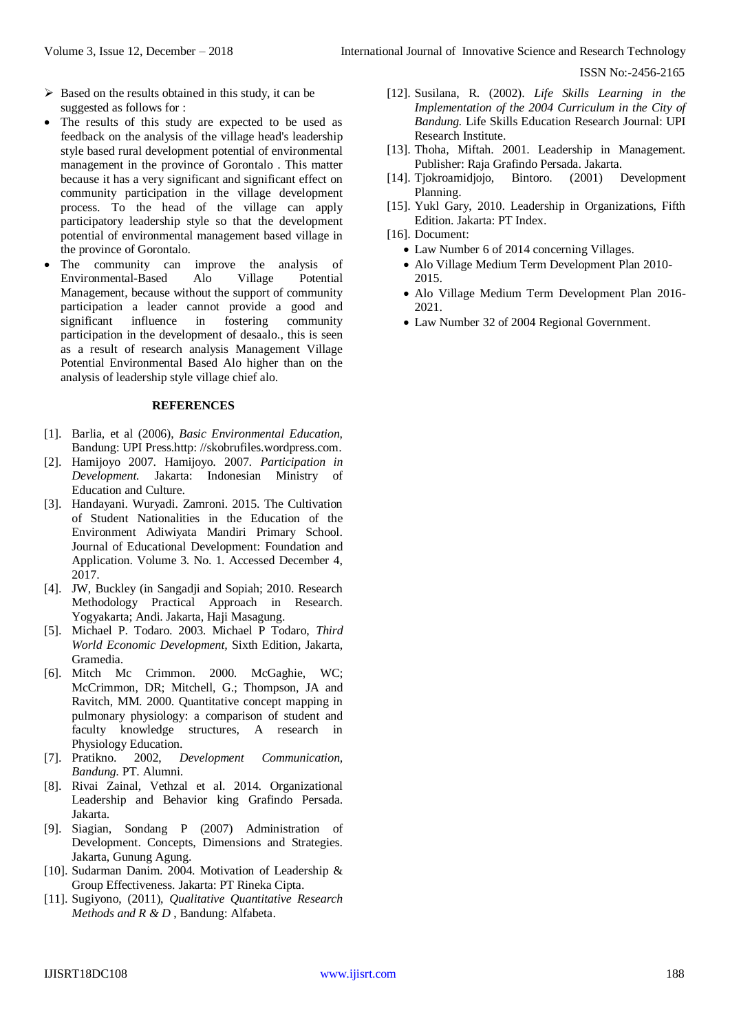- Based on the results obtained in this study, it can be suggested as follows for :
  - The results of this study are expected to be used as feedback on the analysis of the village head's leadership style based rural development potential of environmental management in the province of Gorontalo . This matter because it has a very significant and significant effect on community participation in the village development process. To the head of the village can apply participatory leadership style so that the development potential of environmental management based village in the province of Gorontalo.
  - The community can improve the analysis of Environmental-Based Alo Village Potential Management, because without the support of community participation a leader cannot provide a good and significant influence in fostering community participation in the development of desaalo., this is seen as a result of research analysis Management Village Potential Environmental Based Alo higher than on the analysis of leadership style village chief alo.

**REFERENCES**

[1]. Barlia, et al (2006), *Basic Environmental Education,* Bandung: UPI Press.http: //skobrufiles.wordpress.com.

[2]. Hamijoyo 2007. Hamijoyo. 2007. *Participation in Development.* Jakarta: Indonesian Ministry of Education and Culture.

[3]. Handayani. Wuryadi. Zamroni. 2015. The Cultivation of Student Nationalities in the Education of the Environment Adiwiyata Mandiri Primary School. Journal of Educational Development: Foundation and Application. Volume 3. No. 1. Accessed December 4, 2017.

[4]. JW, Buckley (in Sangadji and Sopiah; 2010. Research Methodology Practical Approach in Research. Yogyakarta; Andi. Jakarta, Haji Masagung.

[5]. Michael P. Todaro. 2003. Michael P Todaro, *Third World Economic Development,* Sixth Edition, Jakarta, Gramedia.

[6]. Mitch Mc Crimmon. 2000. McGaghie, WC; McCrimmon, DR; Mitchell, G.; Thompson, JA and Ravitch, MM. 2000. Quantitative concept mapping in pulmonary physiology: a comparison of student and faculty knowledge structures, A research in Physiology Education.

[7]. Pratikno. 2002, *Development Communication, Bandung.* PT. Alumni.

[8]. Rivai Zainal, Vethzal et al. 2014. Organizational Leadership and Behavior king Grafindo Persada. Jakarta.

[9]. Siagian, Sondang P (2007) Administration of Development. Concepts, Dimensions and Strategies. Jakarta, Gunung Agung.

[10]. Sudarman Danim. 2004. Motivation of Leadership & Group Effectiveness. Jakarta: PT Rineka Cipta.

[11]. Sugiyono, (2011), *Qualitative Quantitative Research Methods and R & D* , Bandung: Alfabeta.

[12]. Susilana, R. (2002). *Life Skills Learning in the Implementation of the 2004 Curriculum in the City of Bandung.* Life Skills Education Research Journal: UPI Research Institute.

[13]. Thoha, Miftah. 2001. Leadership in Management. Publisher: Raja Grafindo Persada. Jakarta.

[14]. Tjokroamidjojo, Bintoro. (2001) Development Planning.

[15]. Yukl Gary, 2010. Leadership in Organizations, Fifth Edition. Jakarta: PT Index.

[16]. Document:

- Law Number 6 of 2014 concerning Villages.
- Alo Village Medium Term Development Plan 2010-2015.
- Alo Village Medium Term Development Plan 2016-2021.
- Law Number 32 of 2004 Regional Government.